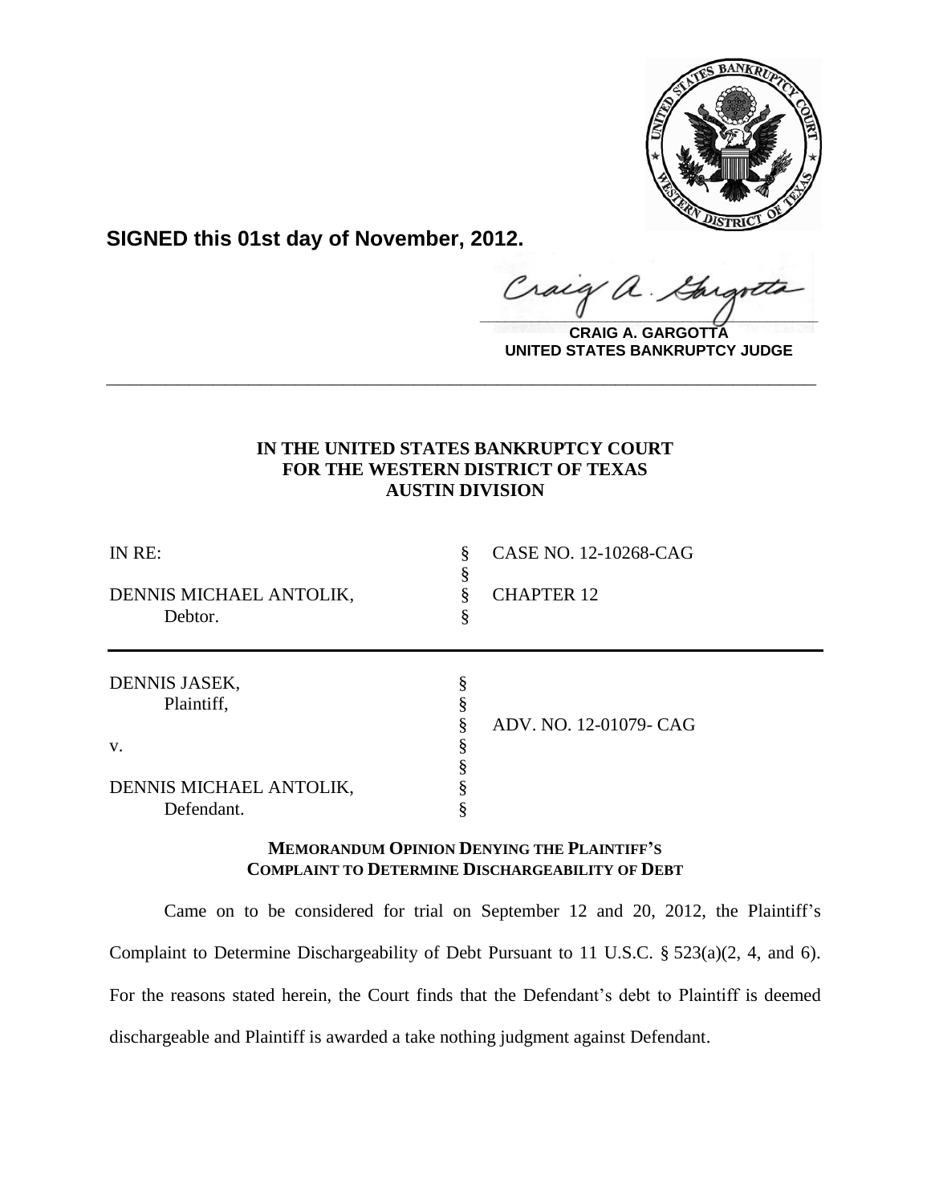**SIGNED this 01st day of November, 2012.**

**CRAIG A. GARGOTTA**
**UNITED STATES BANKRUPTCY JUDGE**

---

**IN THE UNITED STATES BANKRUPTCY COURT**
**FOR THE WESTERN DISTRICT OF TEXAS**
**AUSTIN DIVISION**

| | | |
|---|---|---|
| IN RE: | § | CASE NO. 12-10268-CAG |
| | § | |
| DENNIS MICHAEL ANTOLIK, | § | CHAPTER 12 |
| Debtor. | § | |

| | | |
|---|---|---|
| DENNIS JASEK, | § | |
| Plaintiff, | § | |
| | § | ADV. NO. 12-01079- CAG |
| v. | § | |
| | § | |
| DENNIS MICHAEL ANTOLIK, | § | |
| Defendant. | § | |

**MEMORANDUM OPINION DENYING THE PLAINTIFF'S COMPLAINT TO DETERMINE DISCHARGEABILITY OF DEBT**

Came on to be considered for trial on September 12 and 20, 2012, the Plaintiff's Complaint to Determine Dischargeability of Debt Pursuant to 11 U.S.C. § 523(a)(2, 4, and 6). For the reasons stated herein, the Court finds that the Defendant's debt to Plaintiff is deemed dischargeable and Plaintiff is awarded a take nothing judgment against Defendant.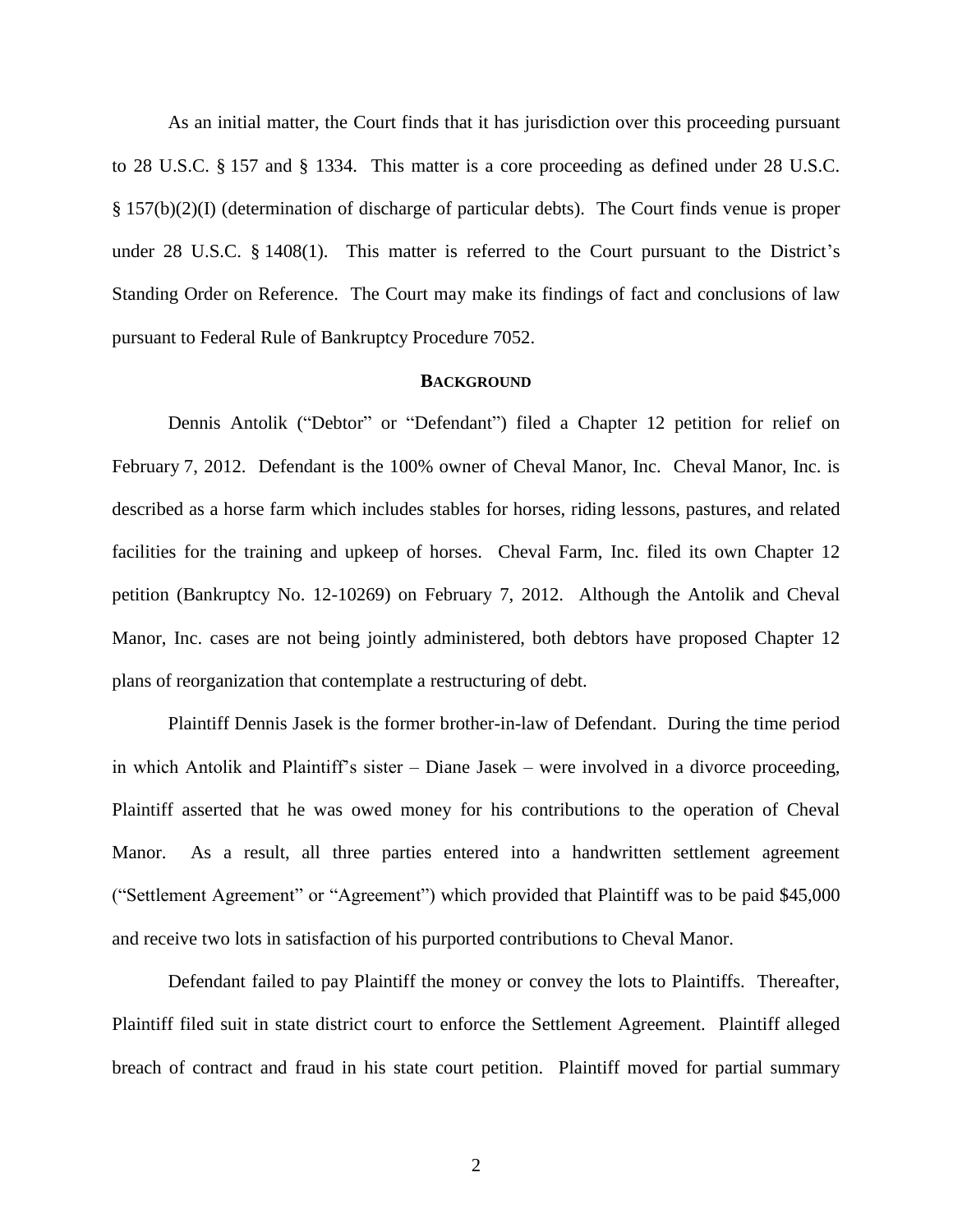As an initial matter, the Court finds that it has jurisdiction over this proceeding pursuant to 28 U.S.C. § 157 and § 1334. This matter is a core proceeding as defined under 28 U.S.C. § 157(b)(2)(I) (determination of discharge of particular debts). The Court finds venue is proper under 28 U.S.C. § 1408(1). This matter is referred to the Court pursuant to the District's Standing Order on Reference. The Court may make its findings of fact and conclusions of law pursuant to Federal Rule of Bankruptcy Procedure 7052.

## BACKGROUND

Dennis Antolik ("Debtor" or "Defendant") filed a Chapter 12 petition for relief on February 7, 2012. Defendant is the 100% owner of Cheval Manor, Inc. Cheval Manor, Inc. is described as a horse farm which includes stables for horses, riding lessons, pastures, and related facilities for the training and upkeep of horses. Cheval Farm, Inc. filed its own Chapter 12 petition (Bankruptcy No. 12-10269) on February 7, 2012. Although the Antolik and Cheval Manor, Inc. cases are not being jointly administered, both debtors have proposed Chapter 12 plans of reorganization that contemplate a restructuring of debt.

Plaintiff Dennis Jasek is the former brother-in-law of Defendant. During the time period in which Antolik and Plaintiff's sister – Diane Jasek – were involved in a divorce proceeding, Plaintiff asserted that he was owed money for his contributions to the operation of Cheval Manor. As a result, all three parties entered into a handwritten settlement agreement ("Settlement Agreement" or "Agreement") which provided that Plaintiff was to be paid $45,000 and receive two lots in satisfaction of his purported contributions to Cheval Manor.

Defendant failed to pay Plaintiff the money or convey the lots to Plaintiffs. Thereafter, Plaintiff filed suit in state district court to enforce the Settlement Agreement. Plaintiff alleged breach of contract and fraud in his state court petition. Plaintiff moved for partial summary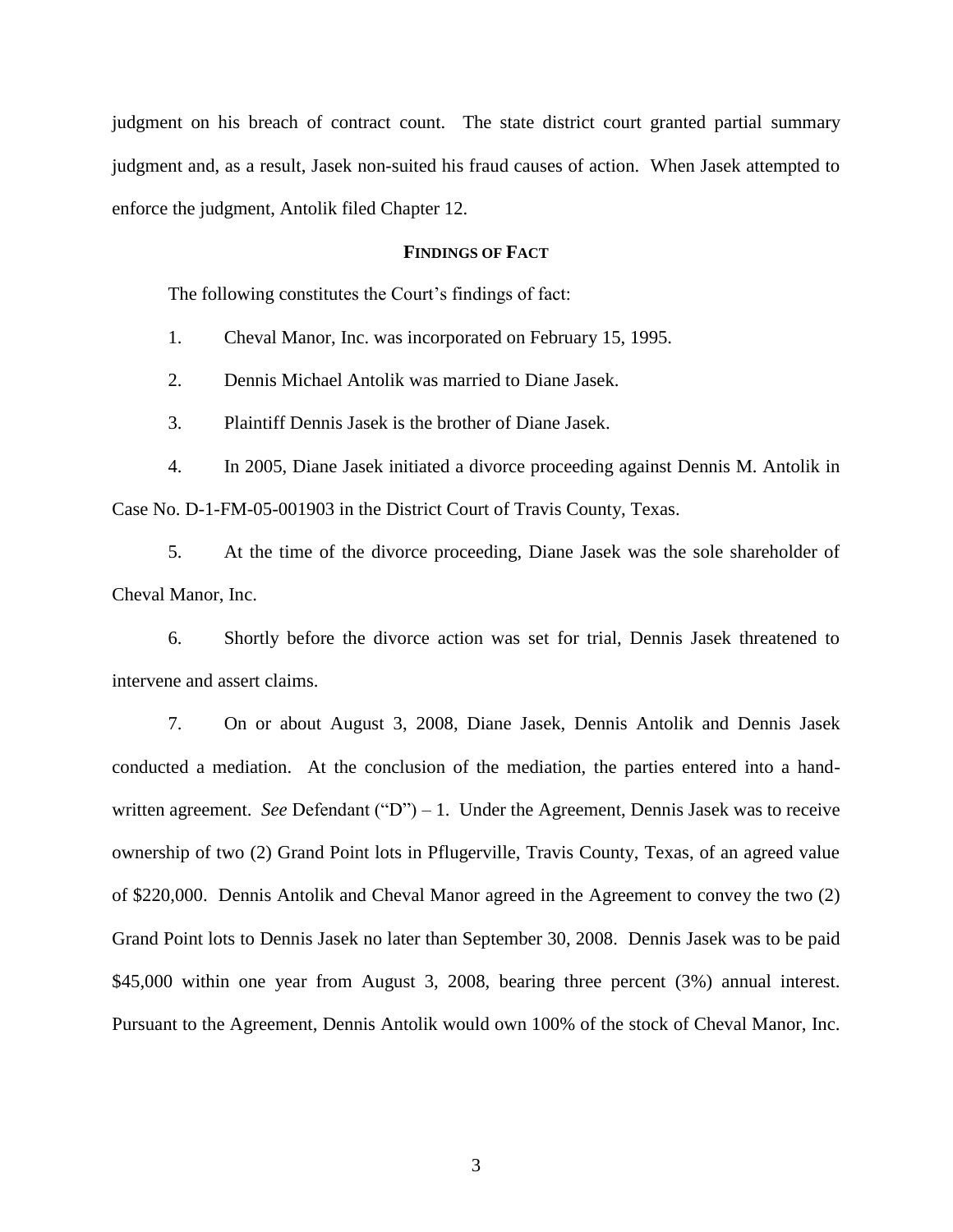judgment on his breach of contract count. The state district court granted partial summary judgment and, as a result, Jasek non-suited his fraud causes of action. When Jasek attempted to enforce the judgment, Antolik filed Chapter 12.

## FINDINGS OF FACT

The following constitutes the Court's findings of fact:

1. Cheval Manor, Inc. was incorporated on February 15, 1995.

2. Dennis Michael Antolik was married to Diane Jasek.

3. Plaintiff Dennis Jasek is the brother of Diane Jasek.

4. In 2005, Diane Jasek initiated a divorce proceeding against Dennis M. Antolik in Case No. D-1-FM-05-001903 in the District Court of Travis County, Texas.

5. At the time of the divorce proceeding, Diane Jasek was the sole shareholder of Cheval Manor, Inc.

6. Shortly before the divorce action was set for trial, Dennis Jasek threatened to intervene and assert claims.

7. On or about August 3, 2008, Diane Jasek, Dennis Antolik and Dennis Jasek conducted a mediation. At the conclusion of the mediation, the parties entered into a hand-written agreement. *See* Defendant ("D") – 1. Under the Agreement, Dennis Jasek was to receive ownership of two (2) Grand Point lots in Pflugerville, Travis County, Texas, of an agreed value of $220,000. Dennis Antolik and Cheval Manor agreed in the Agreement to convey the two (2) Grand Point lots to Dennis Jasek no later than September 30, 2008. Dennis Jasek was to be paid $45,000 within one year from August 3, 2008, bearing three percent (3%) annual interest. Pursuant to the Agreement, Dennis Antolik would own 100% of the stock of Cheval Manor, Inc.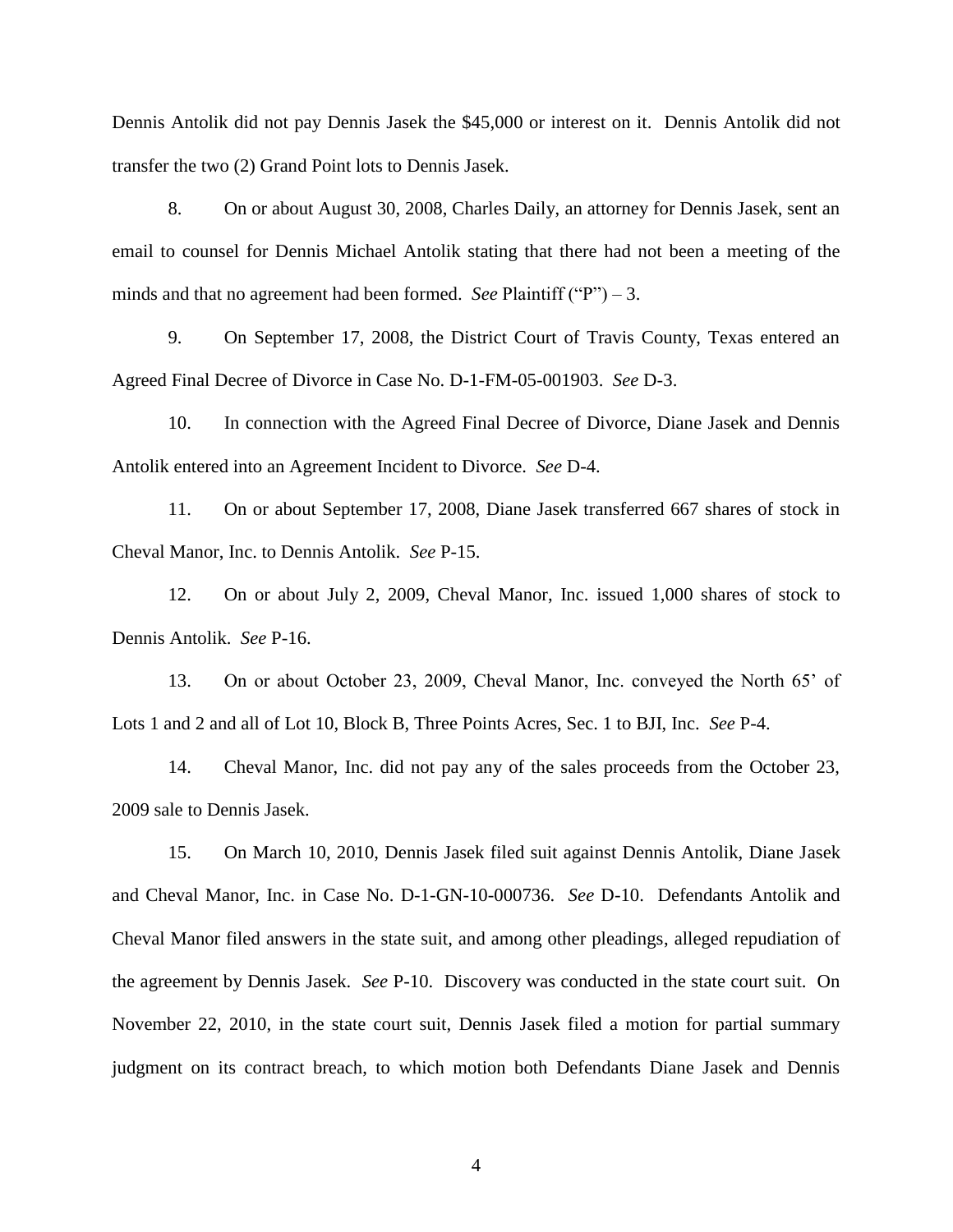Dennis Antolik did not pay Dennis Jasek the $45,000 or interest on it. Dennis Antolik did not transfer the two (2) Grand Point lots to Dennis Jasek.

8. On or about August 30, 2008, Charles Daily, an attorney for Dennis Jasek, sent an email to counsel for Dennis Michael Antolik stating that there had not been a meeting of the minds and that no agreement had been formed. *See* Plaintiff ("P") – 3.

9. On September 17, 2008, the District Court of Travis County, Texas entered an Agreed Final Decree of Divorce in Case No. D-1-FM-05-001903. *See* D-3.

10. In connection with the Agreed Final Decree of Divorce, Diane Jasek and Dennis Antolik entered into an Agreement Incident to Divorce. *See* D-4.

11. On or about September 17, 2008, Diane Jasek transferred 667 shares of stock in Cheval Manor, Inc. to Dennis Antolik. *See* P-15.

12. On or about July 2, 2009, Cheval Manor, Inc. issued 1,000 shares of stock to Dennis Antolik. *See* P-16.

13. On or about October 23, 2009, Cheval Manor, Inc. conveyed the North 65' of Lots 1 and 2 and all of Lot 10, Block B, Three Points Acres, Sec. 1 to BJI, Inc. *See* P-4.

14. Cheval Manor, Inc. did not pay any of the sales proceeds from the October 23, 2009 sale to Dennis Jasek.

15. On March 10, 2010, Dennis Jasek filed suit against Dennis Antolik, Diane Jasek and Cheval Manor, Inc. in Case No. D-1-GN-10-000736. *See* D-10. Defendants Antolik and Cheval Manor filed answers in the state suit, and among other pleadings, alleged repudiation of the agreement by Dennis Jasek. *See* P-10. Discovery was conducted in the state court suit. On November 22, 2010, in the state court suit, Dennis Jasek filed a motion for partial summary judgment on its contract breach, to which motion both Defendants Diane Jasek and Dennis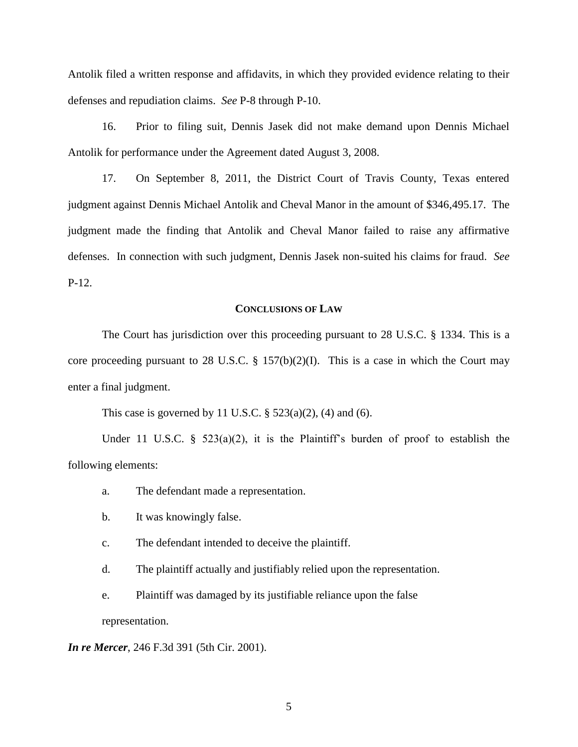Antolik filed a written response and affidavits, in which they provided evidence relating to their defenses and repudiation claims. *See* P-8 through P-10.

16. Prior to filing suit, Dennis Jasek did not make demand upon Dennis Michael Antolik for performance under the Agreement dated August 3, 2008.

17. On September 8, 2011, the District Court of Travis County, Texas entered judgment against Dennis Michael Antolik and Cheval Manor in the amount of $346,495.17. The judgment made the finding that Antolik and Cheval Manor failed to raise any affirmative defenses. In connection with such judgment, Dennis Jasek non-suited his claims for fraud. *See* P-12.

## CONCLUSIONS OF LAW

The Court has jurisdiction over this proceeding pursuant to 28 U.S.C. § 1334. This is a core proceeding pursuant to 28 U.S.C. § 157(b)(2)(I). This is a case in which the Court may enter a final judgment.

This case is governed by 11 U.S.C. § 523(a)(2), (4) and (6).

Under 11 U.S.C. § 523(a)(2), it is the Plaintiff's burden of proof to establish the following elements:

a. The defendant made a representation.

b. It was knowingly false.

c. The defendant intended to deceive the plaintiff.

d. The plaintiff actually and justifiably relied upon the representation.

e. Plaintiff was damaged by its justifiable reliance upon the false representation.

***In re Mercer***, 246 F.3d 391 (5th Cir. 2001).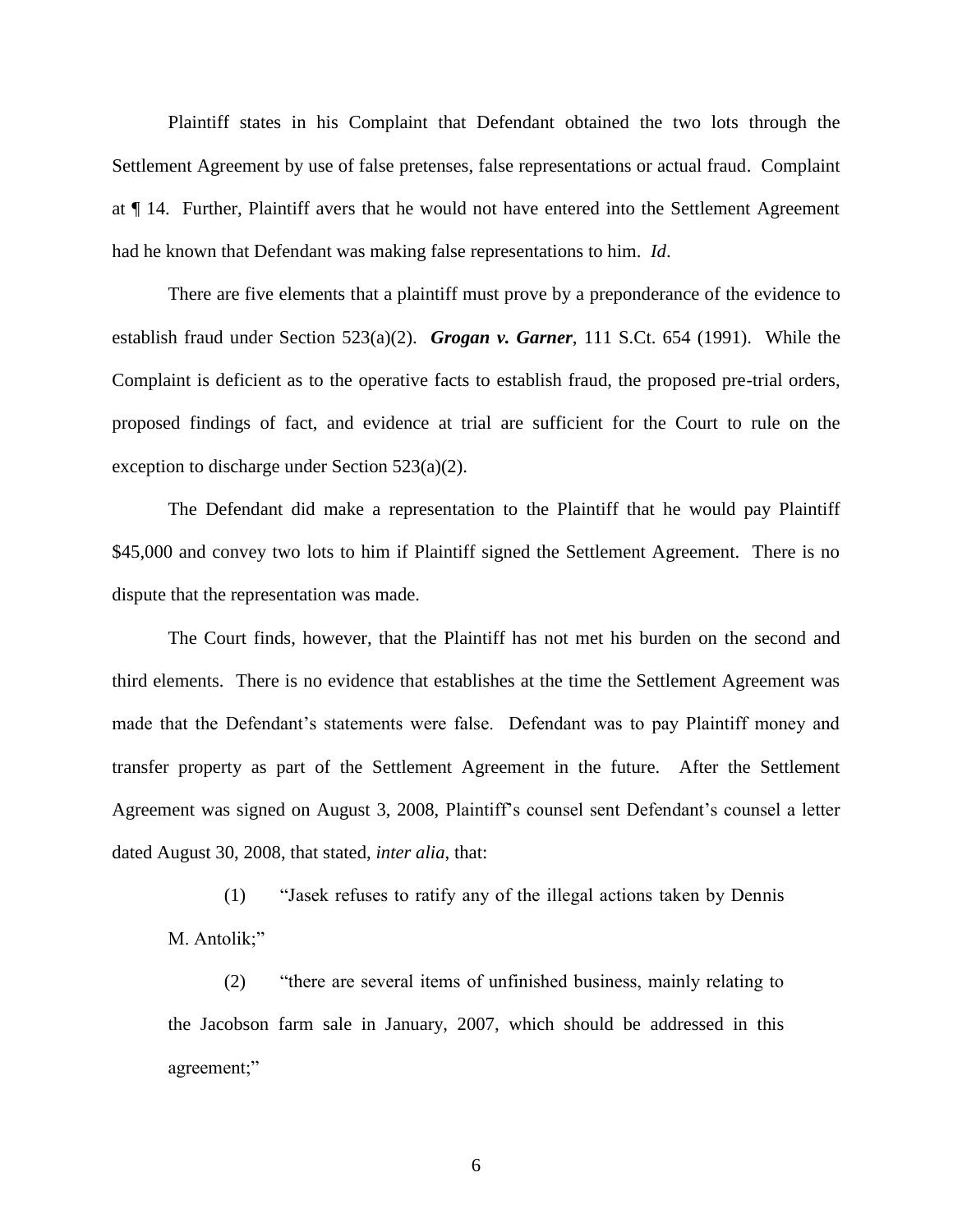Plaintiff states in his Complaint that Defendant obtained the two lots through the Settlement Agreement by use of false pretenses, false representations or actual fraud. Complaint at ¶ 14. Further, Plaintiff avers that he would not have entered into the Settlement Agreement had he known that Defendant was making false representations to him. *Id*.

There are five elements that a plaintiff must prove by a preponderance of the evidence to establish fraud under Section 523(a)(2). ***Grogan v. Garner***, 111 S.Ct. 654 (1991). While the Complaint is deficient as to the operative facts to establish fraud, the proposed pre-trial orders, proposed findings of fact, and evidence at trial are sufficient for the Court to rule on the exception to discharge under Section 523(a)(2).

The Defendant did make a representation to the Plaintiff that he would pay Plaintiff $45,000 and convey two lots to him if Plaintiff signed the Settlement Agreement. There is no dispute that the representation was made.

The Court finds, however, that the Plaintiff has not met his burden on the second and third elements. There is no evidence that establishes at the time the Settlement Agreement was made that the Defendant's statements were false. Defendant was to pay Plaintiff money and transfer property as part of the Settlement Agreement in the future. After the Settlement Agreement was signed on August 3, 2008, Plaintiff's counsel sent Defendant's counsel a letter dated August 30, 2008, that stated, *inter alia*, that:

> (1) "Jasek refuses to ratify any of the illegal actions taken by Dennis M. Antolik;"
>
> (2) "there are several items of unfinished business, mainly relating to the Jacobson farm sale in January, 2007, which should be addressed in this agreement;"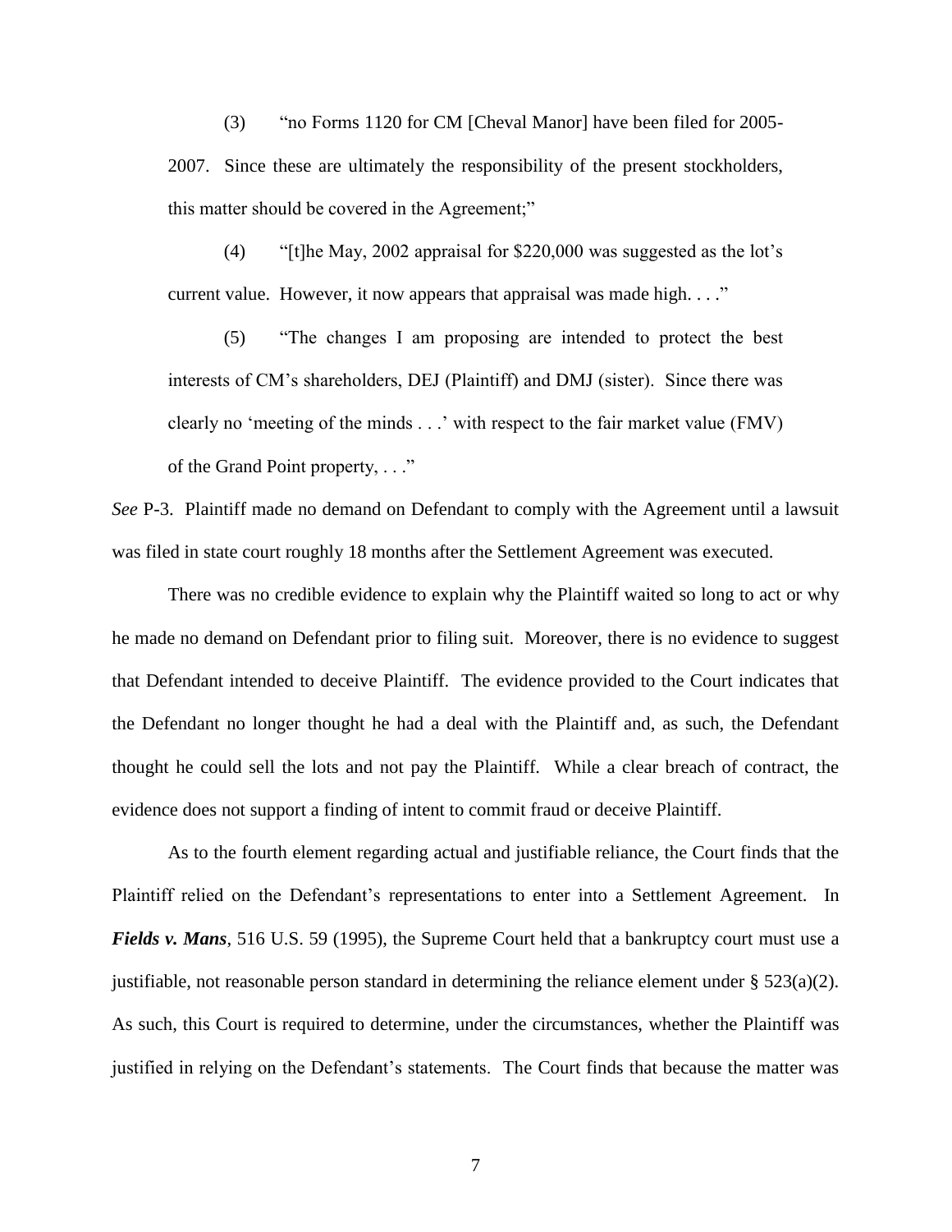(3) "no Forms 1120 for CM [Cheval Manor] have been filed for 2005-2007. Since these are ultimately the responsibility of the present stockholders, this matter should be covered in the Agreement;"

(4) "[t]he May, 2002 appraisal for $220,000 was suggested as the lot's current value. However, it now appears that appraisal was made high. . . ."

(5) "The changes I am proposing are intended to protect the best interests of CM's shareholders, DEJ (Plaintiff) and DMJ (sister). Since there was clearly no 'meeting of the minds . . .' with respect to the fair market value (FMV) of the Grand Point property, . . ."

*See* P-3. Plaintiff made no demand on Defendant to comply with the Agreement until a lawsuit was filed in state court roughly 18 months after the Settlement Agreement was executed.

There was no credible evidence to explain why the Plaintiff waited so long to act or why he made no demand on Defendant prior to filing suit. Moreover, there is no evidence to suggest that Defendant intended to deceive Plaintiff. The evidence provided to the Court indicates that the Defendant no longer thought he had a deal with the Plaintiff and, as such, the Defendant thought he could sell the lots and not pay the Plaintiff. While a clear breach of contract, the evidence does not support a finding of intent to commit fraud or deceive Plaintiff.

As to the fourth element regarding actual and justifiable reliance, the Court finds that the Plaintiff relied on the Defendant's representations to enter into a Settlement Agreement. In ***Fields v. Mans***, 516 U.S. 59 (1995), the Supreme Court held that a bankruptcy court must use a justifiable, not reasonable person standard in determining the reliance element under § 523(a)(2). As such, this Court is required to determine, under the circumstances, whether the Plaintiff was justified in relying on the Defendant's statements. The Court finds that because the matter was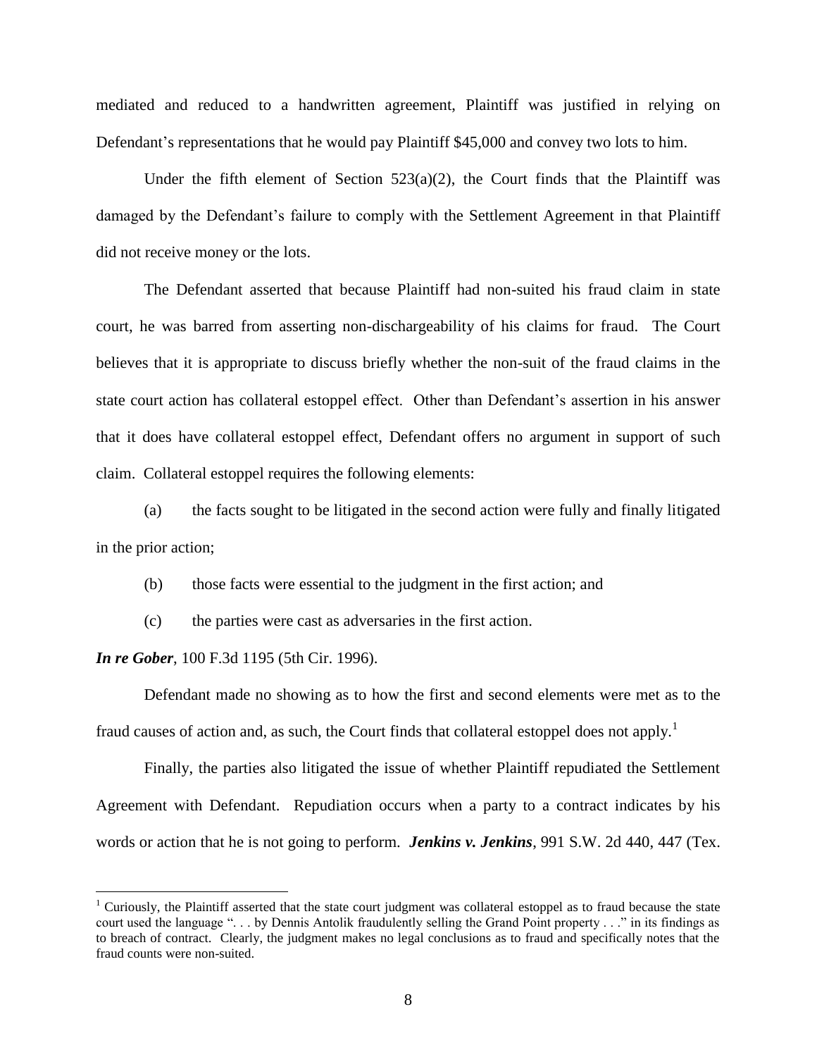mediated and reduced to a handwritten agreement, Plaintiff was justified in relying on Defendant's representations that he would pay Plaintiff $45,000 and convey two lots to him.

Under the fifth element of Section 523(a)(2), the Court finds that the Plaintiff was damaged by the Defendant's failure to comply with the Settlement Agreement in that Plaintiff did not receive money or the lots.

The Defendant asserted that because Plaintiff had non-suited his fraud claim in state court, he was barred from asserting non-dischargeability of his claims for fraud. The Court believes that it is appropriate to discuss briefly whether the non-suit of the fraud claims in the state court action has collateral estoppel effect. Other than Defendant's assertion in his answer that it does have collateral estoppel effect, Defendant offers no argument in support of such claim. Collateral estoppel requires the following elements:

(a) the facts sought to be litigated in the second action were fully and finally litigated in the prior action;

(b) those facts were essential to the judgment in the first action; and

(c) the parties were cast as adversaries in the first action.

***In re Gober***, 100 F.3d 1195 (5th Cir. 1996).

Defendant made no showing as to how the first and second elements were met as to the fraud causes of action and, as such, the Court finds that collateral estoppel does not apply.[1]

Finally, the parties also litigated the issue of whether Plaintiff repudiated the Settlement Agreement with Defendant. Repudiation occurs when a party to a contract indicates by his words or action that he is not going to perform. ***Jenkins v. Jenkins***, 991 S.W. 2d 440, 447 (Tex.

---

[1] Curiously, the Plaintiff asserted that the state court judgment was collateral estoppel as to fraud because the state court used the language ". . . by Dennis Antolik fraudulently selling the Grand Point property . . ." in its findings as to breach of contract. Clearly, the judgment makes no legal conclusions as to fraud and specifically notes that the fraud counts were non-suited.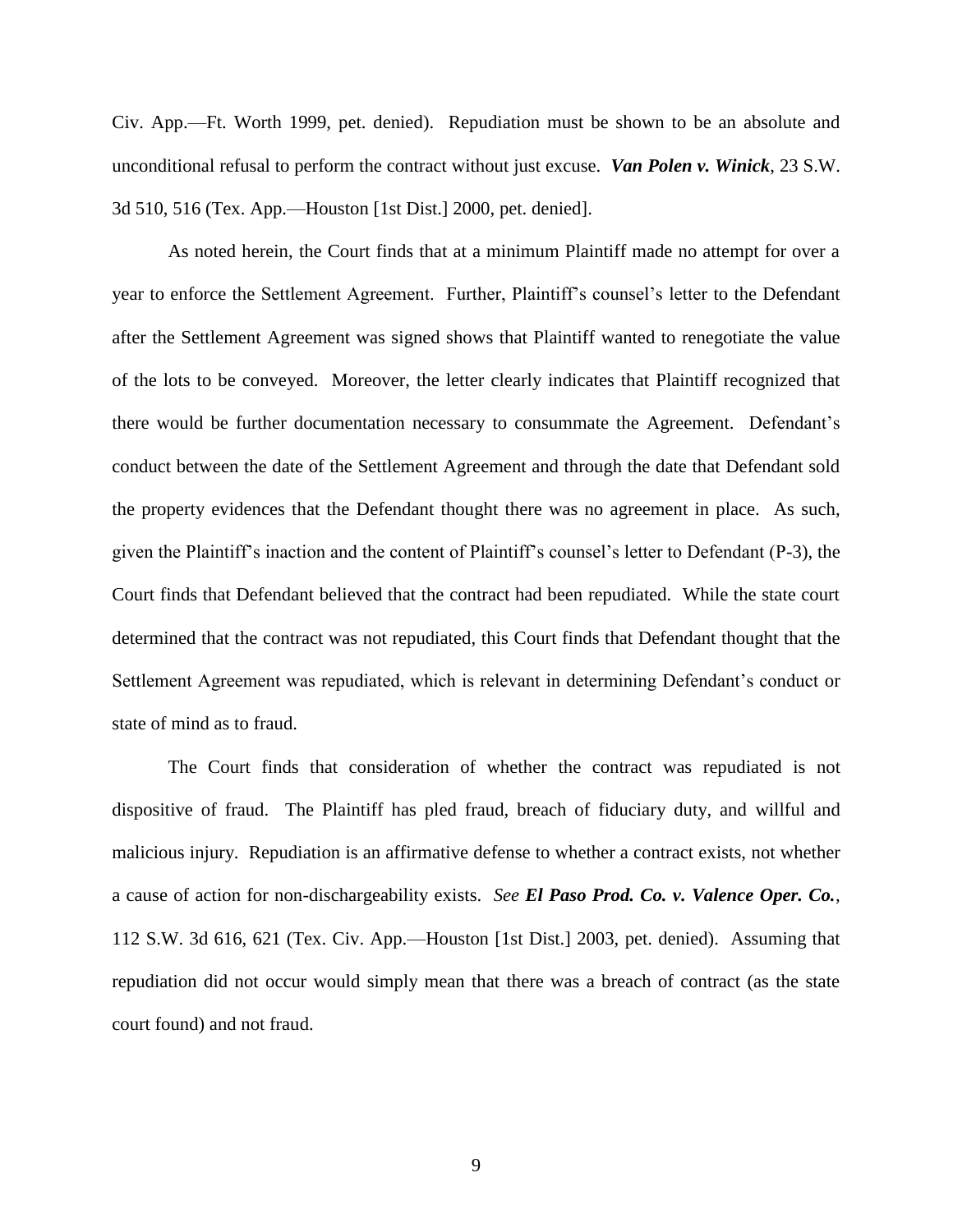Civ. App.—Ft. Worth 1999, pet. denied). Repudiation must be shown to be an absolute and unconditional refusal to perform the contract without just excuse. ***Van Polen v. Winick***, 23 S.W. 3d 510, 516 (Tex. App.—Houston [1st Dist.] 2000, pet. denied].

As noted herein, the Court finds that at a minimum Plaintiff made no attempt for over a year to enforce the Settlement Agreement. Further, Plaintiff's counsel's letter to the Defendant after the Settlement Agreement was signed shows that Plaintiff wanted to renegotiate the value of the lots to be conveyed. Moreover, the letter clearly indicates that Plaintiff recognized that there would be further documentation necessary to consummate the Agreement. Defendant's conduct between the date of the Settlement Agreement and through the date that Defendant sold the property evidences that the Defendant thought there was no agreement in place. As such, given the Plaintiff's inaction and the content of Plaintiff's counsel's letter to Defendant (P-3), the Court finds that Defendant believed that the contract had been repudiated. While the state court determined that the contract was not repudiated, this Court finds that Defendant thought that the Settlement Agreement was repudiated, which is relevant in determining Defendant's conduct or state of mind as to fraud.

The Court finds that consideration of whether the contract was repudiated is not dispositive of fraud. The Plaintiff has pled fraud, breach of fiduciary duty, and willful and malicious injury. Repudiation is an affirmative defense to whether a contract exists, not whether a cause of action for non-dischargeability exists. *See* ***El Paso Prod. Co. v. Valence Oper. Co.***, 112 S.W. 3d 616, 621 (Tex. Civ. App.—Houston [1st Dist.] 2003, pet. denied). Assuming that repudiation did not occur would simply mean that there was a breach of contract (as the state court found) and not fraud.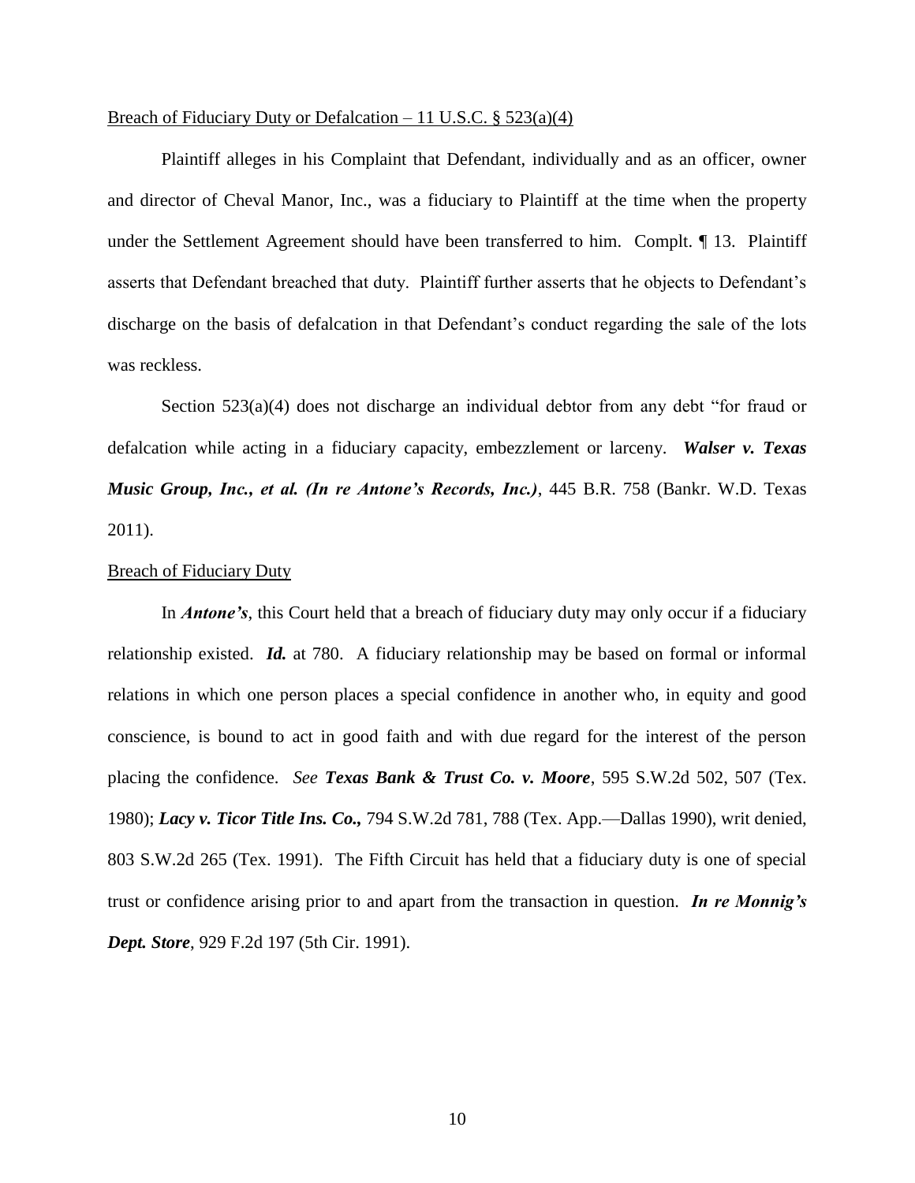<u>Breach of Fiduciary Duty or Defalcation – 11 U.S.C. § 523(a)(4)</u>

Plaintiff alleges in his Complaint that Defendant, individually and as an officer, owner and director of Cheval Manor, Inc., was a fiduciary to Plaintiff at the time when the property under the Settlement Agreement should have been transferred to him. Complt. ¶ 13. Plaintiff asserts that Defendant breached that duty. Plaintiff further asserts that he objects to Defendant's discharge on the basis of defalcation in that Defendant's conduct regarding the sale of the lots was reckless.

Section 523(a)(4) does not discharge an individual debtor from any debt "for fraud or defalcation while acting in a fiduciary capacity, embezzlement or larceny. ***Walser v. Texas Music Group, Inc., et al. (In re Antone's Records, Inc.)***, 445 B.R. 758 (Bankr. W.D. Texas 2011).

<u>Breach of Fiduciary Duty</u>

In ***Antone's***, this Court held that a breach of fiduciary duty may only occur if a fiduciary relationship existed. ***Id.*** at 780. A fiduciary relationship may be based on formal or informal relations in which one person places a special confidence in another who, in equity and good conscience, is bound to act in good faith and with due regard for the interest of the person placing the confidence. *See* ***Texas Bank & Trust Co. v. Moore***, 595 S.W.2d 502, 507 (Tex. 1980); ***Lacy v. Ticor Title Ins. Co.,*** 794 S.W.2d 781, 788 (Tex. App.—Dallas 1990), writ denied, 803 S.W.2d 265 (Tex. 1991). The Fifth Circuit has held that a fiduciary duty is one of special trust or confidence arising prior to and apart from the transaction in question. ***In re Monnig's Dept. Store***, 929 F.2d 197 (5th Cir. 1991).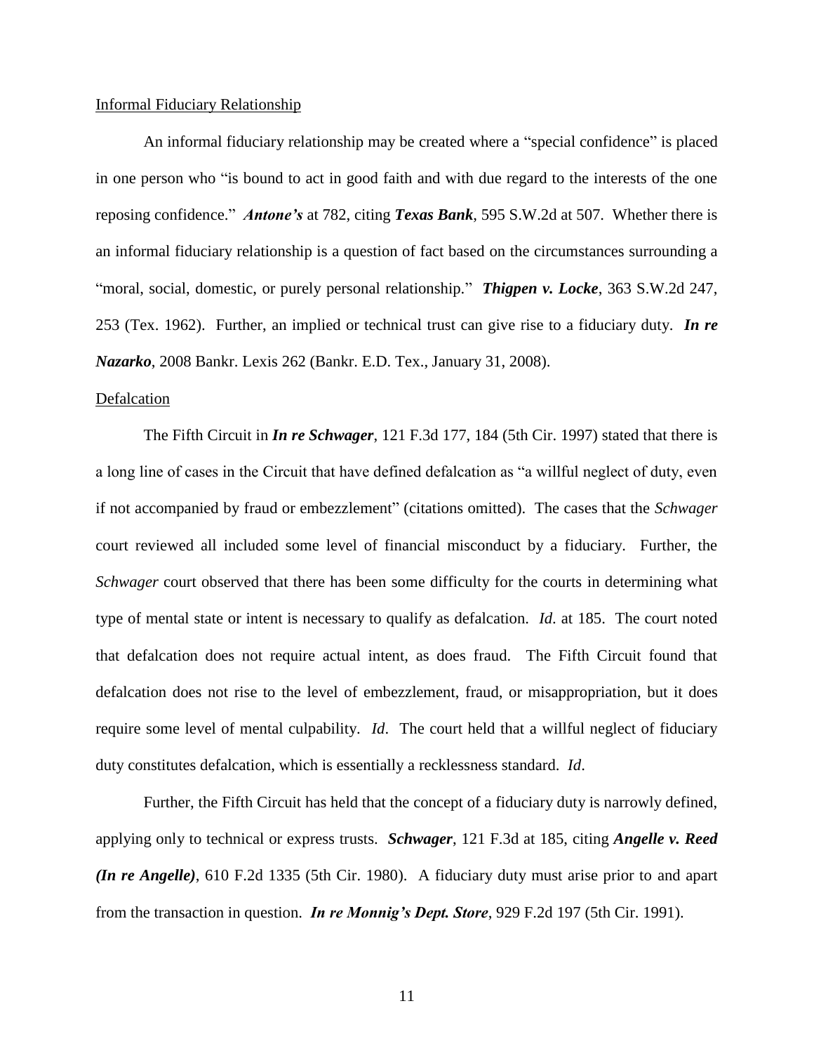<u>Informal Fiduciary Relationship</u>

An informal fiduciary relationship may be created where a "special confidence" is placed in one person who "is bound to act in good faith and with due regard to the interests of the one reposing confidence." ***Antone's*** at 782, citing ***Texas Bank***, 595 S.W.2d at 507. Whether there is an informal fiduciary relationship is a question of fact based on the circumstances surrounding a "moral, social, domestic, or purely personal relationship." ***Thigpen v. Locke***, 363 S.W.2d 247, 253 (Tex. 1962). Further, an implied or technical trust can give rise to a fiduciary duty. ***In re Nazarko***, 2008 Bankr. Lexis 262 (Bankr. E.D. Tex., January 31, 2008).

<u>Defalcation</u>

The Fifth Circuit in ***In re Schwager***, 121 F.3d 177, 184 (5th Cir. 1997) stated that there is a long line of cases in the Circuit that have defined defalcation as "a willful neglect of duty, even if not accompanied by fraud or embezzlement" (citations omitted). The cases that the *Schwager* court reviewed all included some level of financial misconduct by a fiduciary. Further, the *Schwager* court observed that there has been some difficulty for the courts in determining what type of mental state or intent is necessary to qualify as defalcation. *Id.* at 185. The court noted that defalcation does not require actual intent, as does fraud. The Fifth Circuit found that defalcation does not rise to the level of embezzlement, fraud, or misappropriation, but it does require some level of mental culpability. *Id*. The court held that a willful neglect of fiduciary duty constitutes defalcation, which is essentially a recklessness standard. *Id*.

Further, the Fifth Circuit has held that the concept of a fiduciary duty is narrowly defined, applying only to technical or express trusts. ***Schwager***, 121 F.3d at 185, citing ***Angelle v. Reed (In re Angelle)***, 610 F.2d 1335 (5th Cir. 1980). A fiduciary duty must arise prior to and apart from the transaction in question. ***In re Monnig's Dept. Store***, 929 F.2d 197 (5th Cir. 1991).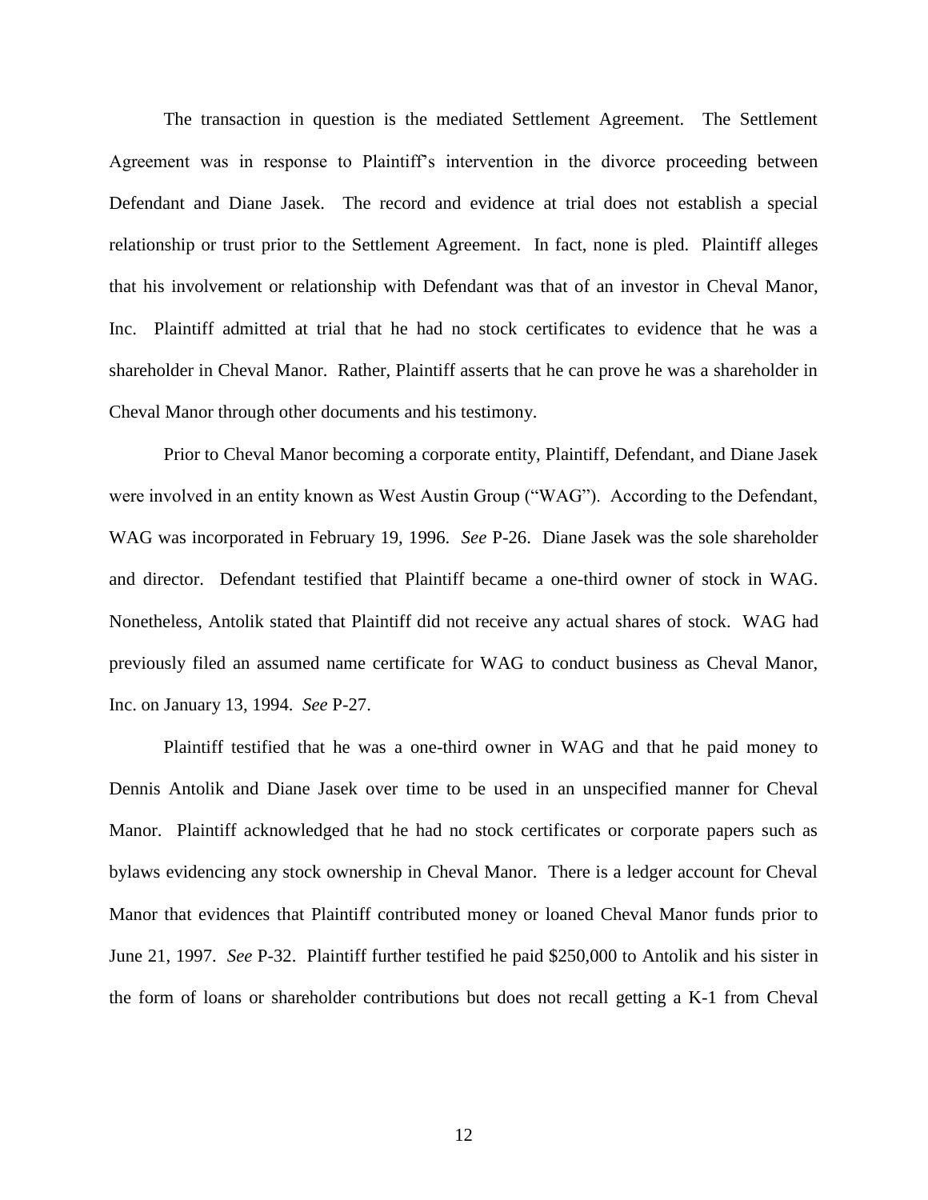The transaction in question is the mediated Settlement Agreement. The Settlement Agreement was in response to Plaintiff's intervention in the divorce proceeding between Defendant and Diane Jasek. The record and evidence at trial does not establish a special relationship or trust prior to the Settlement Agreement. In fact, none is pled. Plaintiff alleges that his involvement or relationship with Defendant was that of an investor in Cheval Manor, Inc. Plaintiff admitted at trial that he had no stock certificates to evidence that he was a shareholder in Cheval Manor. Rather, Plaintiff asserts that he can prove he was a shareholder in Cheval Manor through other documents and his testimony.

Prior to Cheval Manor becoming a corporate entity, Plaintiff, Defendant, and Diane Jasek were involved in an entity known as West Austin Group ("WAG"). According to the Defendant, WAG was incorporated in February 19, 1996. *See* P-26. Diane Jasek was the sole shareholder and director. Defendant testified that Plaintiff became a one-third owner of stock in WAG. Nonetheless, Antolik stated that Plaintiff did not receive any actual shares of stock. WAG had previously filed an assumed name certificate for WAG to conduct business as Cheval Manor, Inc. on January 13, 1994. *See* P-27.

Plaintiff testified that he was a one-third owner in WAG and that he paid money to Dennis Antolik and Diane Jasek over time to be used in an unspecified manner for Cheval Manor. Plaintiff acknowledged that he had no stock certificates or corporate papers such as bylaws evidencing any stock ownership in Cheval Manor. There is a ledger account for Cheval Manor that evidences that Plaintiff contributed money or loaned Cheval Manor funds prior to June 21, 1997. *See* P-32. Plaintiff further testified he paid $250,000 to Antolik and his sister in the form of loans or shareholder contributions but does not recall getting a K-1 from Cheval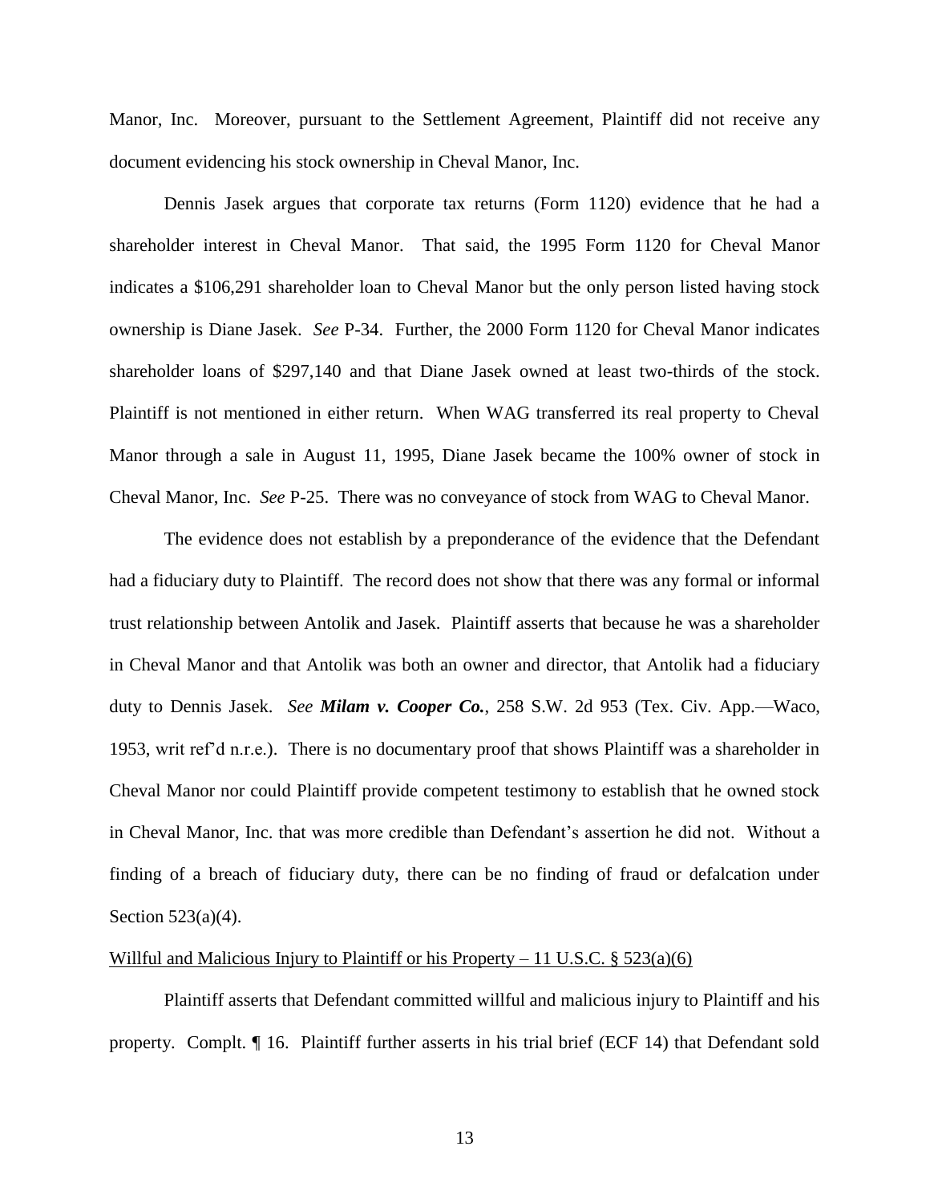Manor, Inc. Moreover, pursuant to the Settlement Agreement, Plaintiff did not receive any document evidencing his stock ownership in Cheval Manor, Inc.

Dennis Jasek argues that corporate tax returns (Form 1120) evidence that he had a shareholder interest in Cheval Manor. That said, the 1995 Form 1120 for Cheval Manor indicates a $106,291 shareholder loan to Cheval Manor but the only person listed having stock ownership is Diane Jasek. *See* P-34. Further, the 2000 Form 1120 for Cheval Manor indicates shareholder loans of $297,140 and that Diane Jasek owned at least two-thirds of the stock. Plaintiff is not mentioned in either return. When WAG transferred its real property to Cheval Manor through a sale in August 11, 1995, Diane Jasek became the 100% owner of stock in Cheval Manor, Inc. *See* P-25. There was no conveyance of stock from WAG to Cheval Manor.

The evidence does not establish by a preponderance of the evidence that the Defendant had a fiduciary duty to Plaintiff. The record does not show that there was any formal or informal trust relationship between Antolik and Jasek. Plaintiff asserts that because he was a shareholder in Cheval Manor and that Antolik was both an owner and director, that Antolik had a fiduciary duty to Dennis Jasek. *See* ***Milam v. Cooper Co.***, 258 S.W. 2d 953 (Tex. Civ. App.—Waco, 1953, writ ref'd n.r.e.). There is no documentary proof that shows Plaintiff was a shareholder in Cheval Manor nor could Plaintiff provide competent testimony to establish that he owned stock in Cheval Manor, Inc. that was more credible than Defendant's assertion he did not. Without a finding of a breach of fiduciary duty, there can be no finding of fraud or defalcation under Section 523(a)(4).

<u>Willful and Malicious Injury to Plaintiff or his Property – 11 U.S.C. § 523(a)(6)</u>

Plaintiff asserts that Defendant committed willful and malicious injury to Plaintiff and his property. Compl. ¶ 16. Plaintiff further asserts in his trial brief (ECF 14) that Defendant sold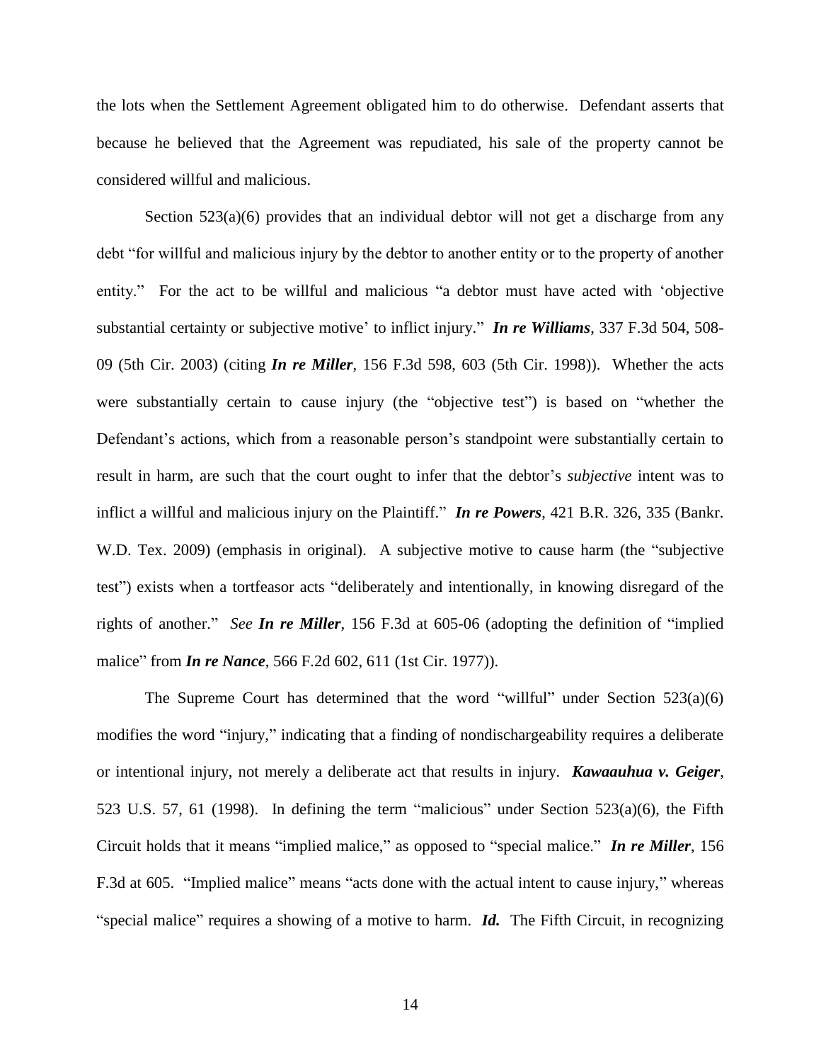the lots when the Settlement Agreement obligated him to do otherwise. Defendant asserts that because he believed that the Agreement was repudiated, his sale of the property cannot be considered willful and malicious.

Section 523(a)(6) provides that an individual debtor will not get a discharge from any debt "for willful and malicious injury by the debtor to another entity or to the property of another entity." For the act to be willful and malicious "a debtor must have acted with 'objective substantial certainty or subjective motive' to inflict injury." ***In re Williams***, 337 F.3d 504, 508-09 (5th Cir. 2003) (citing ***In re Miller***, 156 F.3d 598, 603 (5th Cir. 1998)). Whether the acts were substantially certain to cause injury (the "objective test") is based on "whether the Defendant's actions, which from a reasonable person's standpoint were substantially certain to result in harm, are such that the court ought to infer that the debtor's *subjective* intent was to inflict a willful and malicious injury on the Plaintiff." ***In re Powers***, 421 B.R. 326, 335 (Bankr. W.D. Tex. 2009) (emphasis in original). A subjective motive to cause harm (the "subjective test") exists when a tortfeasor acts "deliberately and intentionally, in knowing disregard of the rights of another." *See* ***In re Miller***, 156 F.3d at 605-06 (adopting the definition of "implied malice" from ***In re Nance***, 566 F.2d 602, 611 (1st Cir. 1977)).

The Supreme Court has determined that the word "willful" under Section 523(a)(6) modifies the word "injury," indicating that a finding of nondischargeability requires a deliberate or intentional injury, not merely a deliberate act that results in injury. ***Kawaauhua v. Geiger***, 523 U.S. 57, 61 (1998). In defining the term "malicious" under Section 523(a)(6), the Fifth Circuit holds that it means "implied malice," as opposed to "special malice." ***In re Miller***, 156 F.3d at 605. "Implied malice" means "acts done with the actual intent to cause injury," whereas "special malice" requires a showing of a motive to harm. ***Id.*** The Fifth Circuit, in recognizing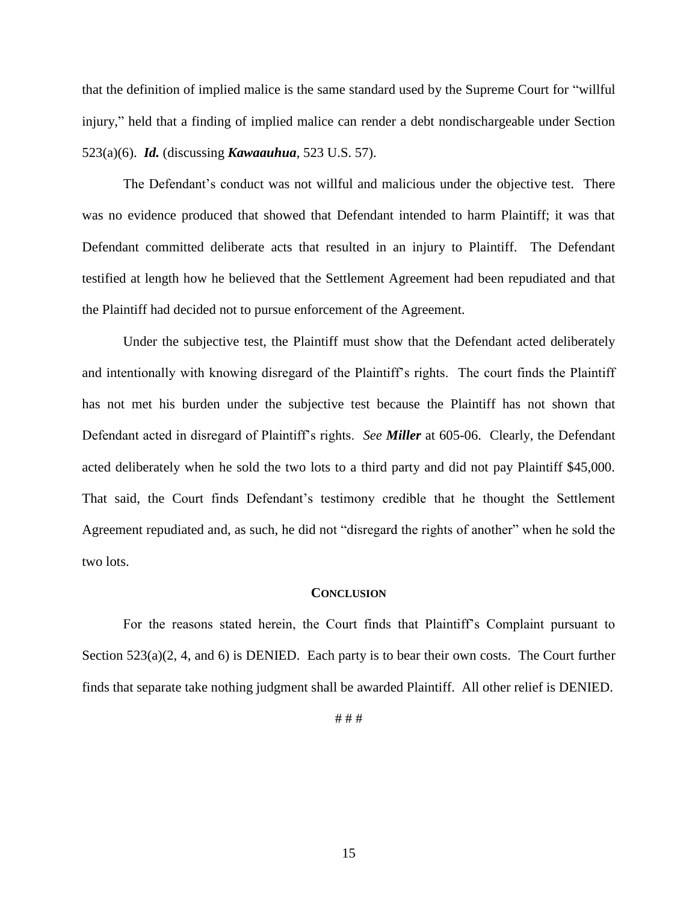that the definition of implied malice is the same standard used by the Supreme Court for "willful injury," held that a finding of implied malice can render a debt nondischargeable under Section 523(a)(6). ***Id.*** (discussing ***Kawaauhua***, 523 U.S. 57).

The Defendant's conduct was not willful and malicious under the objective test. There was no evidence produced that showed that Defendant intended to harm Plaintiff; it was that Defendant committed deliberate acts that resulted in an injury to Plaintiff. The Defendant testified at length how he believed that the Settlement Agreement had been repudiated and that the Plaintiff had decided not to pursue enforcement of the Agreement.

Under the subjective test, the Plaintiff must show that the Defendant acted deliberately and intentionally with knowing disregard of the Plaintiff's rights. The court finds the Plaintiff has not met his burden under the subjective test because the Plaintiff has not shown that Defendant acted in disregard of Plaintiff's rights. *See* ***Miller*** at 605-06. Clearly, the Defendant acted deliberately when he sold the two lots to a third party and did not pay Plaintiff $45,000. That said, the Court finds Defendant's testimony credible that he thought the Settlement Agreement repudiated and, as such, he did not "disregard the rights of another" when he sold the two lots.

## CONCLUSION

For the reasons stated herein, the Court finds that Plaintiff's Complaint pursuant to Section 523(a)(2, 4, and 6) is DENIED. Each party is to bear their own costs. The Court further finds that separate take nothing judgment shall be awarded Plaintiff. All other relief is DENIED.

# # #